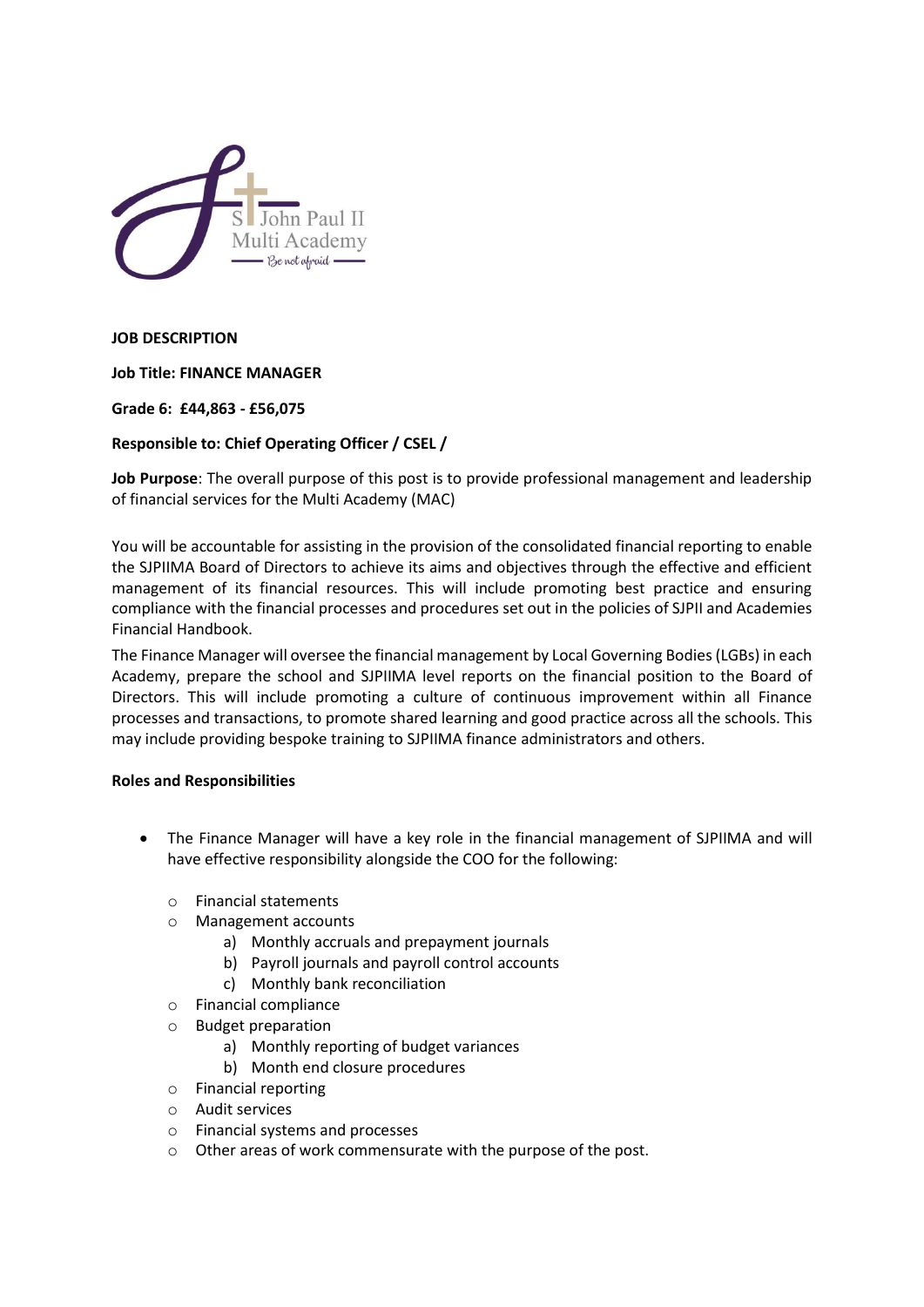**JOB DESCRIPTION**

**Job Title: FINANCE MANAGER**

**Grade 6: £44,863 - £56,075**

**Responsible to: Chief Operating Officer / CSEL /**

**Job Purpose**: The overall purpose of this post is to provide professional management and leadership of financial services for the Multi Academy (MAC)

You will be accountable for assisting in the provision of the consolidated financial reporting to enable the SJPIIMA Board of Directors to achieve its aims and objectives through the effective and efficient management of its financial resources. This will include promoting best practice and ensuring compliance with the financial processes and procedures set out in the policies of SJPII and Academies Financial Handbook.

The Finance Manager will oversee the financial management by Local Governing Bodies (LGBs) in each Academy, prepare the school and SJPIIMA level reports on the financial position to the Board of Directors. This will include promoting a culture of continuous improvement within all Finance processes and transactions, to promote shared learning and good practice across all the schools. This may include providing bespoke training to SJPIIMA finance administrators and others.

**Roles and Responsibilities**

- The Finance Manager will have a key role in the financial management of SJPIIMA and will have effective responsibility alongside the COO for the following:
  - Financial statements
  - Management accounts
    a) Monthly accruals and prepayment journals
    b) Payroll journals and payroll control accounts
    c) Monthly bank reconciliation
  - Financial compliance
  - Budget preparation
    a) Monthly reporting of budget variances
    b) Month end closure procedures
  - Financial reporting
  - Audit services
  - Financial systems and processes
  - Other areas of work commensurate with the purpose of the post.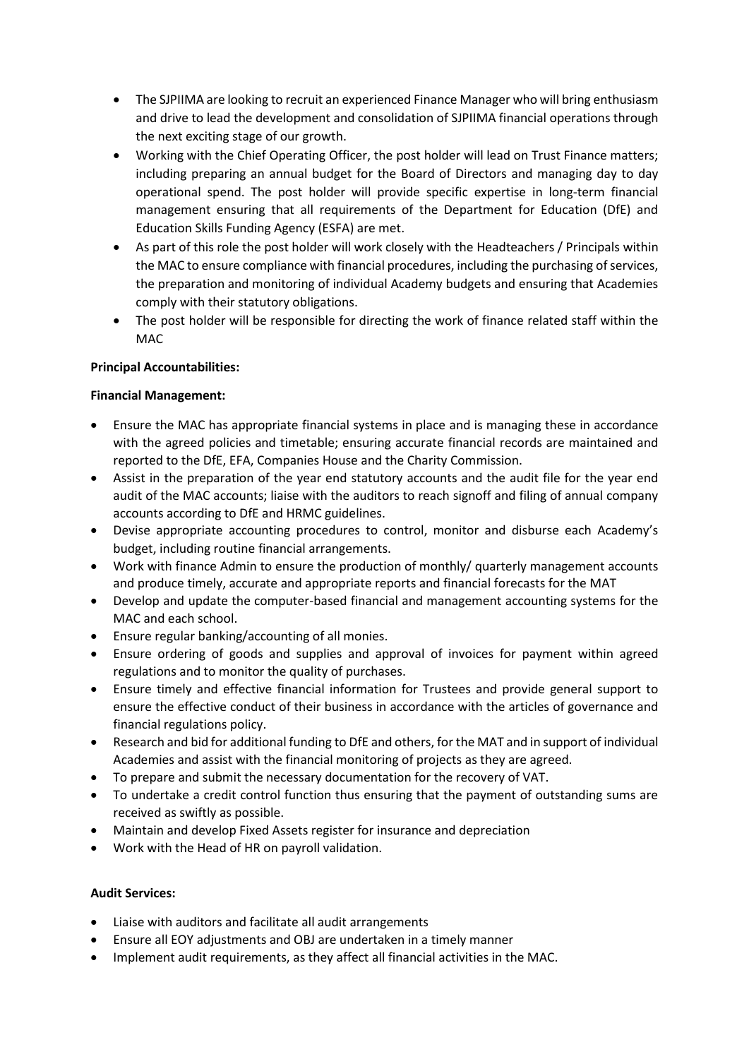- The SJPIIMA are looking to recruit an experienced Finance Manager who will bring enthusiasm and drive to lead the development and consolidation of SJPIIMA financial operations through the next exciting stage of our growth.
- Working with the Chief Operating Officer, the post holder will lead on Trust Finance matters; including preparing an annual budget for the Board of Directors and managing day to day operational spend. The post holder will provide specific expertise in long-term financial management ensuring that all requirements of the Department for Education (DfE) and Education Skills Funding Agency (ESFA) are met.
- As part of this role the post holder will work closely with the Headteachers / Principals within the MAC to ensure compliance with financial procedures, including the purchasing of services, the preparation and monitoring of individual Academy budgets and ensuring that Academies comply with their statutory obligations.
- The post holder will be responsible for directing the work of finance related staff within the MAC

**Principal Accountabilities:**

**Financial Management:**

- Ensure the MAC has appropriate financial systems in place and is managing these in accordance with the agreed policies and timetable; ensuring accurate financial records are maintained and reported to the DfE, EFA, Companies House and the Charity Commission.
- Assist in the preparation of the year end statutory accounts and the audit file for the year end audit of the MAC accounts; liaise with the auditors to reach signoff and filing of annual company accounts according to DfE and HRMC guidelines.
- Devise appropriate accounting procedures to control, monitor and disburse each Academy's budget, including routine financial arrangements.
- Work with finance Admin to ensure the production of monthly/ quarterly management accounts and produce timely, accurate and appropriate reports and financial forecasts for the MAT
- Develop and update the computer-based financial and management accounting systems for the MAC and each school.
- Ensure regular banking/accounting of all monies.
- Ensure ordering of goods and supplies and approval of invoices for payment within agreed regulations and to monitor the quality of purchases.
- Ensure timely and effective financial information for Trustees and provide general support to ensure the effective conduct of their business in accordance with the articles of governance and financial regulations policy.
- Research and bid for additional funding to DfE and others, for the MAT and in support of individual Academies and assist with the financial monitoring of projects as they are agreed.
- To prepare and submit the necessary documentation for the recovery of VAT.
- To undertake a credit control function thus ensuring that the payment of outstanding sums are received as swiftly as possible.
- Maintain and develop Fixed Assets register for insurance and depreciation
- Work with the Head of HR on payroll validation.

**Audit Services:**

- Liaise with auditors and facilitate all audit arrangements
- Ensure all EOY adjustments and OBJ are undertaken in a timely manner
- Implement audit requirements, as they affect all financial activities in the MAC.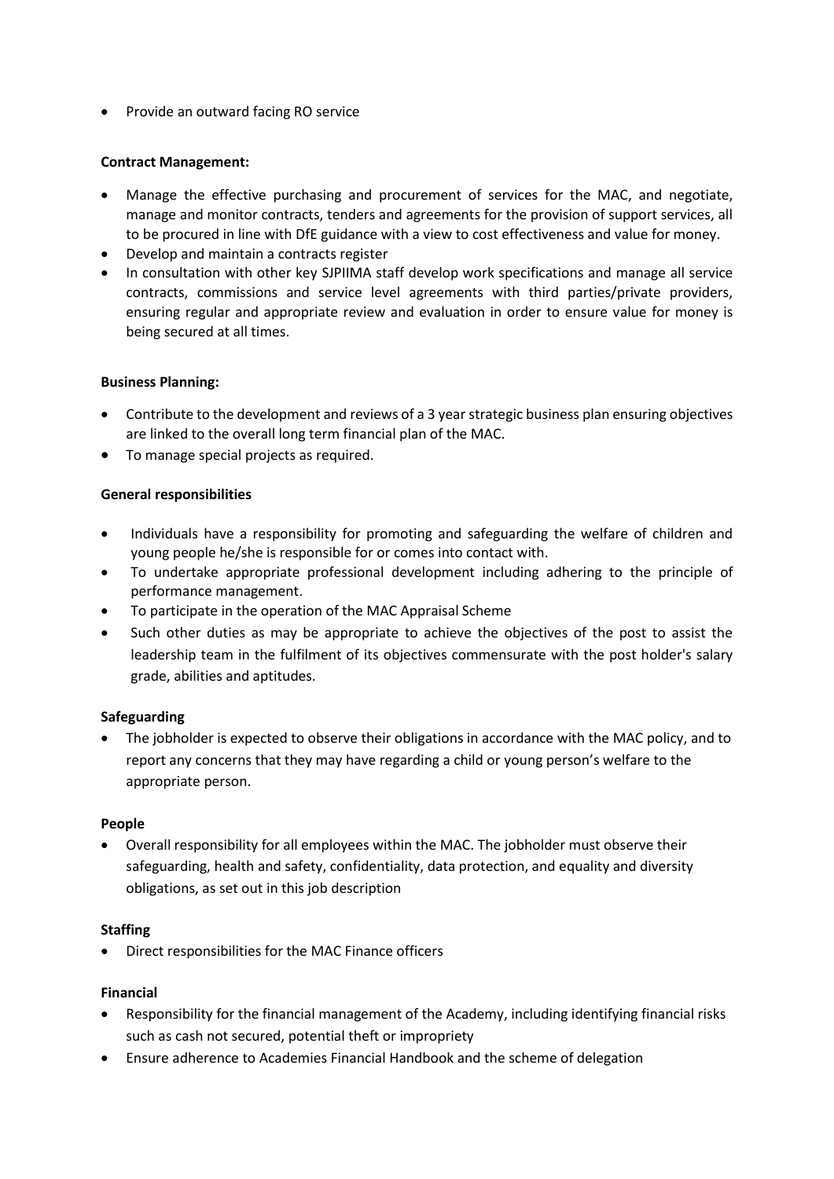- Provide an outward facing RO service

**Contract Management:**

- Manage the effective purchasing and procurement of services for the MAC, and negotiate, manage and monitor contracts, tenders and agreements for the provision of support services, all to be procured in line with DfE guidance with a view to cost effectiveness and value for money.
- Develop and maintain a contracts register
- In consultation with other key SJPIIMA staff develop work specifications and manage all service contracts, commissions and service level agreements with third parties/private providers, ensuring regular and appropriate review and evaluation in order to ensure value for money is being secured at all times.

**Business Planning:**

- Contribute to the development and reviews of a 3 year strategic business plan ensuring objectives are linked to the overall long term financial plan of the MAC.
- To manage special projects as required.

**General responsibilities**

- Individuals have a responsibility for promoting and safeguarding the welfare of children and young people he/she is responsible for or comes into contact with.
- To undertake appropriate professional development including adhering to the principle of performance management.
- To participate in the operation of the MAC Appraisal Scheme
- Such other duties as may be appropriate to achieve the objectives of the post to assist the leadership team in the fulfilment of its objectives commensurate with the post holder's salary grade, abilities and aptitudes.

**Safeguarding**

- The jobholder is expected to observe their obligations in accordance with the MAC policy, and to report any concerns that they may have regarding a child or young person's welfare to the appropriate person.

**People**

- Overall responsibility for all employees within the MAC. The jobholder must observe their safeguarding, health and safety, confidentiality, data protection, and equality and diversity obligations, as set out in this job description

**Staffing**

- Direct responsibilities for the MAC Finance officers

**Financial**

- Responsibility for the financial management of the Academy, including identifying financial risks such as cash not secured, potential theft or impropriety
- Ensure adherence to Academies Financial Handbook and the scheme of delegation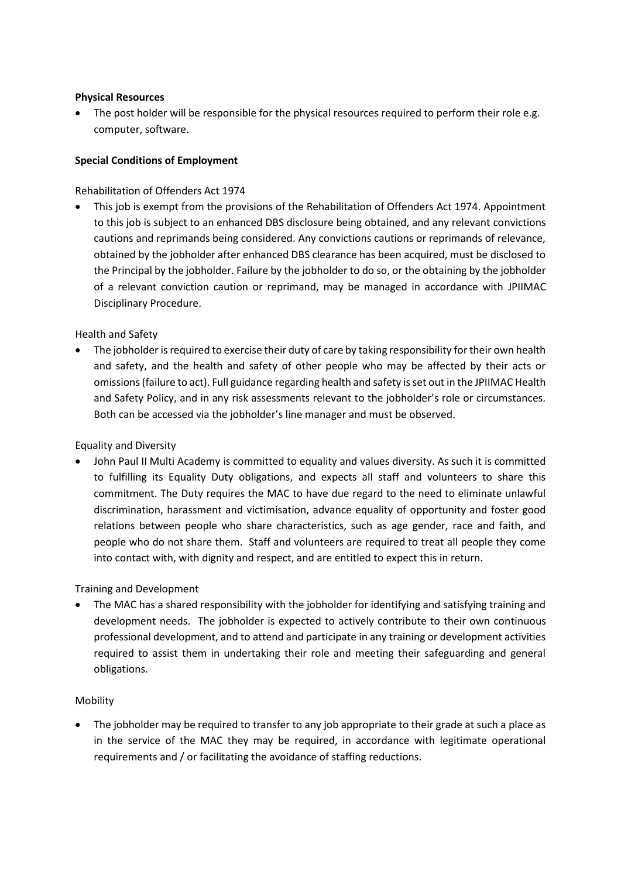**Physical Resources**

- The post holder will be responsible for the physical resources required to perform their role e.g. computer, software.

**Special Conditions of Employment**

Rehabilitation of Offenders Act 1974

- This job is exempt from the provisions of the Rehabilitation of Offenders Act 1974. Appointment to this job is subject to an enhanced DBS disclosure being obtained, and any relevant convictions cautions and reprimands being considered. Any convictions cautions or reprimands of relevance, obtained by the jobholder after enhanced DBS clearance has been acquired, must be disclosed to the Principal by the jobholder. Failure by the jobholder to do so, or the obtaining by the jobholder of a relevant conviction caution or reprimand, may be managed in accordance with JPIIMAC Disciplinary Procedure.

Health and Safety

- The jobholder is required to exercise their duty of care by taking responsibility for their own health and safety, and the health and safety of other people who may be affected by their acts or omissions (failure to act). Full guidance regarding health and safety is set out in the JPIIMAC Health and Safety Policy, and in any risk assessments relevant to the jobholder's role or circumstances. Both can be accessed via the jobholder's line manager and must be observed.

Equality and Diversity

- John Paul II Multi Academy is committed to equality and values diversity. As such it is committed to fulfilling its Equality Duty obligations, and expects all staff and volunteers to share this commitment. The Duty requires the MAC to have due regard to the need to eliminate unlawful discrimination, harassment and victimisation, advance equality of opportunity and foster good relations between people who share characteristics, such as age gender, race and faith, and people who do not share them. Staff and volunteers are required to treat all people they come into contact with, with dignity and respect, and are entitled to expect this in return.

Training and Development

- The MAC has a shared responsibility with the jobholder for identifying and satisfying training and development needs. The jobholder is expected to actively contribute to their own continuous professional development, and to attend and participate in any training or development activities required to assist them in undertaking their role and meeting their safeguarding and general obligations.

Mobility

- The jobholder may be required to transfer to any job appropriate to their grade at such a place as in the service of the MAC they may be required, in accordance with legitimate operational requirements and / or facilitating the avoidance of staffing reductions.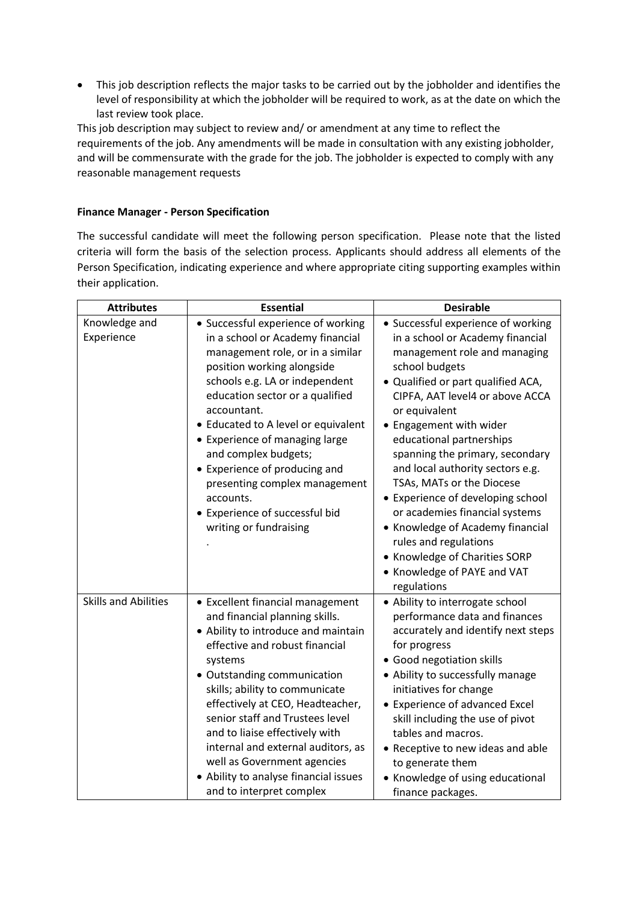- This job description reflects the major tasks to be carried out by the jobholder and identifies the level of responsibility at which the jobholder will be required to work, as at the date on which the last review took place.

This job description may subject to review and/ or amendment at any time to reflect the requirements of the job. Any amendments will be made in consultation with any existing jobholder, and will be commensurate with the grade for the job. The jobholder is expected to comply with any reasonable management requests

**Finance Manager - Person Specification**

The successful candidate will meet the following person specification. Please note that the listed criteria will form the basis of the selection process. Applicants should address all elements of the Person Specification, indicating experience and where appropriate citing supporting examples within their application.

| Attributes | Essential | Desirable |
|---|---|---|
| Knowledge and Experience | • Successful experience of working in a school or Academy financial management role, or in a similar position working alongside schools e.g. LA or independent education sector or a qualified accountant.<br>• Educated to A level or equivalent<br>• Experience of managing large and complex budgets;<br>• Experience of producing and presenting complex management accounts.<br>• Experience of successful bid writing or fundraising<br>. | • Successful experience of working in a school or Academy financial management role and managing school budgets<br>• Qualified or part qualified ACA, CIPFA, AAT level4 or above ACCA or equivalent<br>• Engagement with wider educational partnerships spanning the primary, secondary and local authority sectors e.g. TSAs, MATs or the Diocese<br>• Experience of developing school or academies financial systems<br>• Knowledge of Academy financial rules and regulations<br>• Knowledge of Charities SORP<br>• Knowledge of PAYE and VAT regulations |
| Skills and Abilities | • Excellent financial management and financial planning skills.<br>• Ability to introduce and maintain effective and robust financial systems<br>• Outstanding communication skills; ability to communicate effectively at CEO, Headteacher, senior staff and Trustees level and to liaise effectively with internal and external auditors, as well as Government agencies<br>• Ability to analyse financial issues and to interpret complex | • Ability to interrogate school performance data and finances accurately and identify next steps for progress<br>• Good negotiation skills<br>• Ability to successfully manage initiatives for change<br>• Experience of advanced Excel skill including the use of pivot tables and macros.<br>• Receptive to new ideas and able to generate them<br>• Knowledge of using educational finance packages. |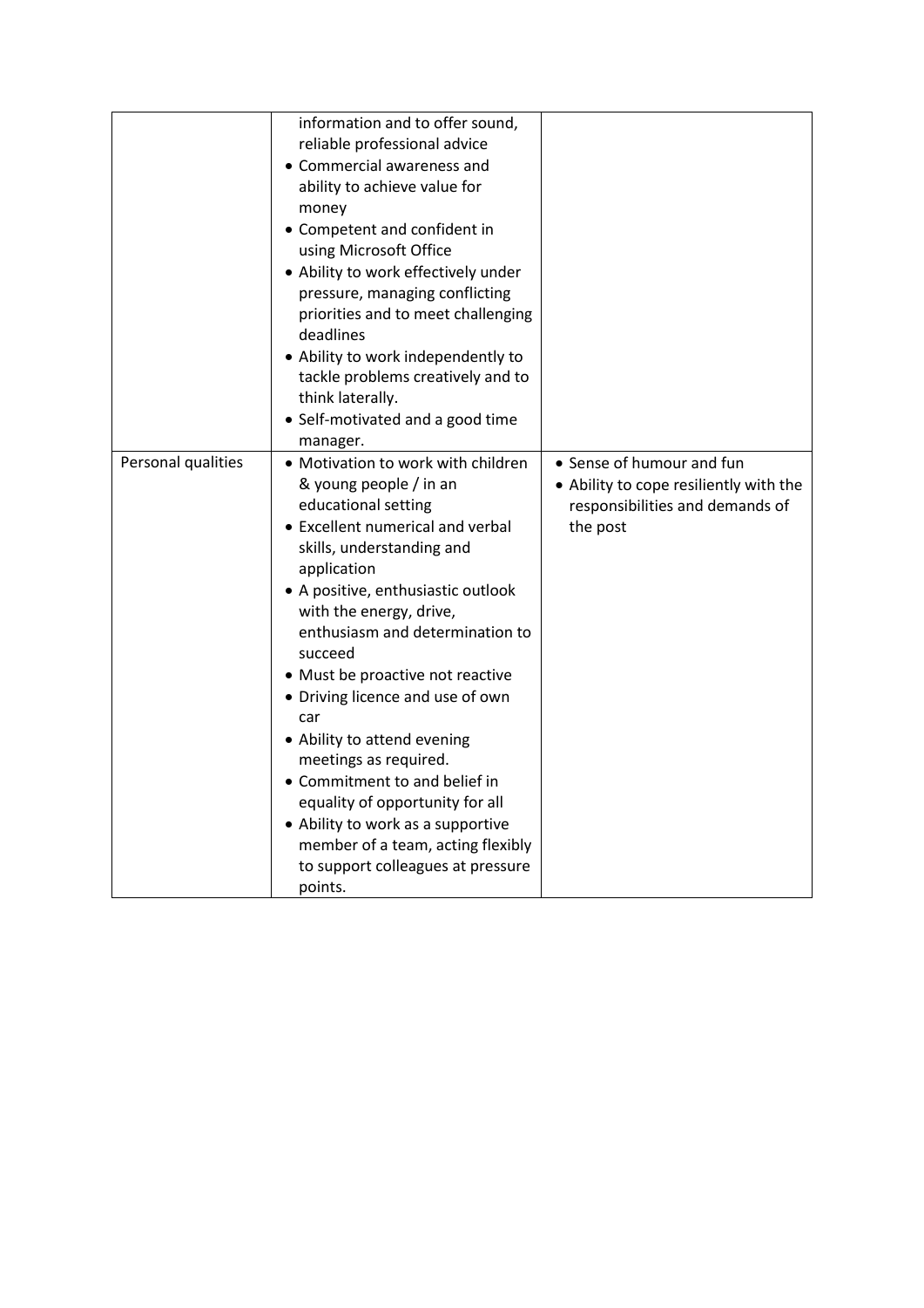| | | |
|---|---|---|
| | information and to offer sound, reliable professional advice<br>• Commercial awareness and ability to achieve value for money<br>• Competent and confident in using Microsoft Office<br>• Ability to work effectively under pressure, managing conflicting priorities and to meet challenging deadlines<br>• Ability to work independently to tackle problems creatively and to think laterally.<br>• Self-motivated and a good time manager. | |
| Personal qualities | • Motivation to work with children & young people / in an educational setting<br>• Excellent numerical and verbal skills, understanding and application<br>• A positive, enthusiastic outlook with the energy, drive, enthusiasm and determination to succeed<br>• Must be proactive not reactive<br>• Driving licence and use of own car<br>• Ability to attend evening meetings as required.<br>• Commitment to and belief in equality of opportunity for all<br>• Ability to work as a supportive member of a team, acting flexibly to support colleagues at pressure points. | • Sense of humour and fun<br>• Ability to cope resiliently with the responsibilities and demands of the post |